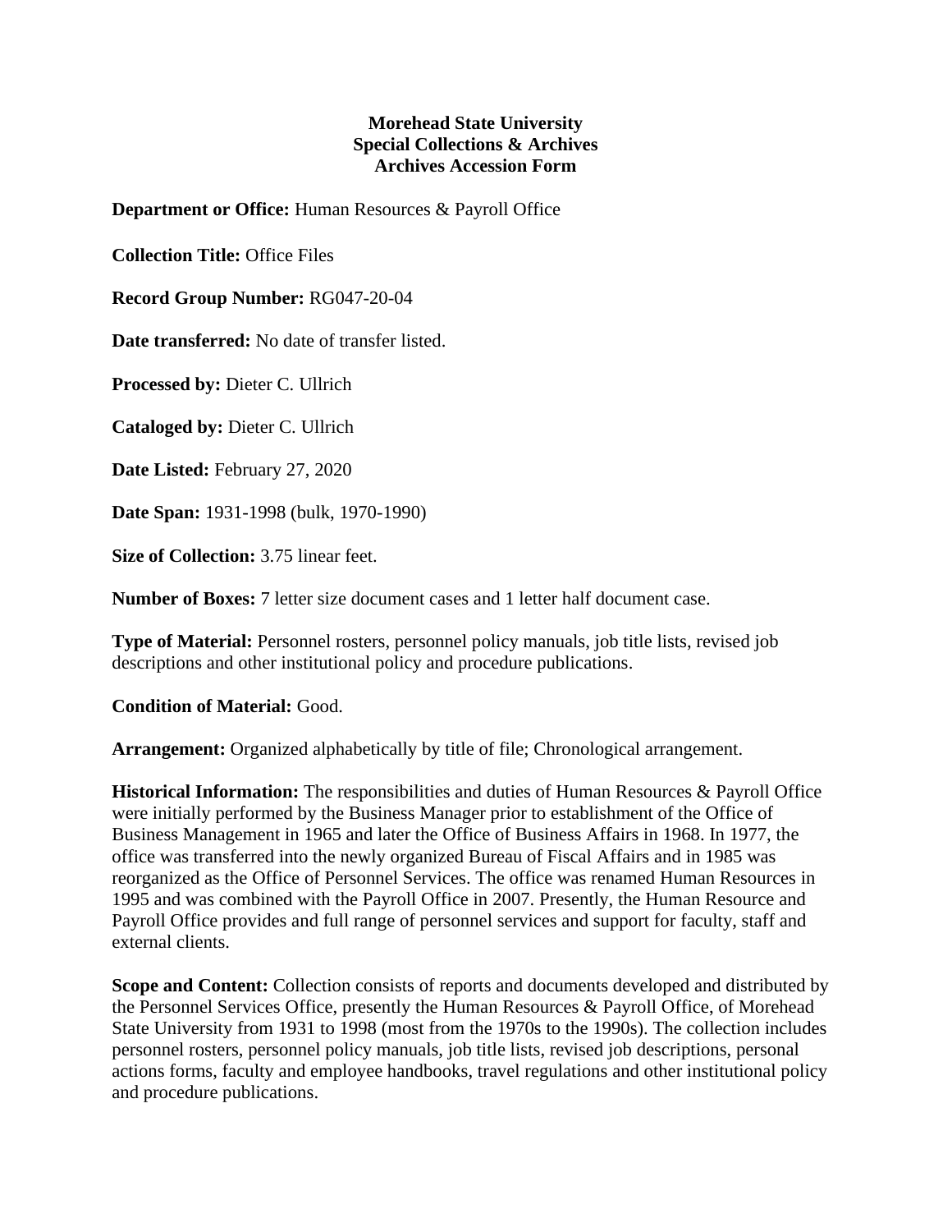**Morehead State University**
**Special Collections & Archives**
**Archives Accession Form**

**Department or Office:** Human Resources & Payroll Office

**Collection Title:** Office Files

**Record Group Number:** RG047-20-04

**Date transferred:** No date of transfer listed.

**Processed by:** Dieter C. Ullrich

**Cataloged by:** Dieter C. Ullrich

**Date Listed:** February 27, 2020

**Date Span:** 1931-1998 (bulk, 1970-1990)

**Size of Collection:** 3.75 linear feet.

**Number of Boxes:** 7 letter size document cases and 1 letter half document case.

**Type of Material:** Personnel rosters, personnel policy manuals, job title lists, revised job descriptions and other institutional policy and procedure publications.

**Condition of Material:** Good.

**Arrangement:** Organized alphabetically by title of file; Chronological arrangement.

**Historical Information:** The responsibilities and duties of Human Resources & Payroll Office were initially performed by the Business Manager prior to establishment of the Office of Business Management in 1965 and later the Office of Business Affairs in 1968. In 1977, the office was transferred into the newly organized Bureau of Fiscal Affairs and in 1985 was reorganized as the Office of Personnel Services. The office was renamed Human Resources in 1995 and was combined with the Payroll Office in 2007. Presently, the Human Resource and Payroll Office provides and full range of personnel services and support for faculty, staff and external clients.

**Scope and Content:** Collection consists of reports and documents developed and distributed by the Personnel Services Office, presently the Human Resources & Payroll Office, of Morehead State University from 1931 to 1998 (most from the 1970s to the 1990s). The collection includes personnel rosters, personnel policy manuals, job title lists, revised job descriptions, personal actions forms, faculty and employee handbooks, travel regulations and other institutional policy and procedure publications.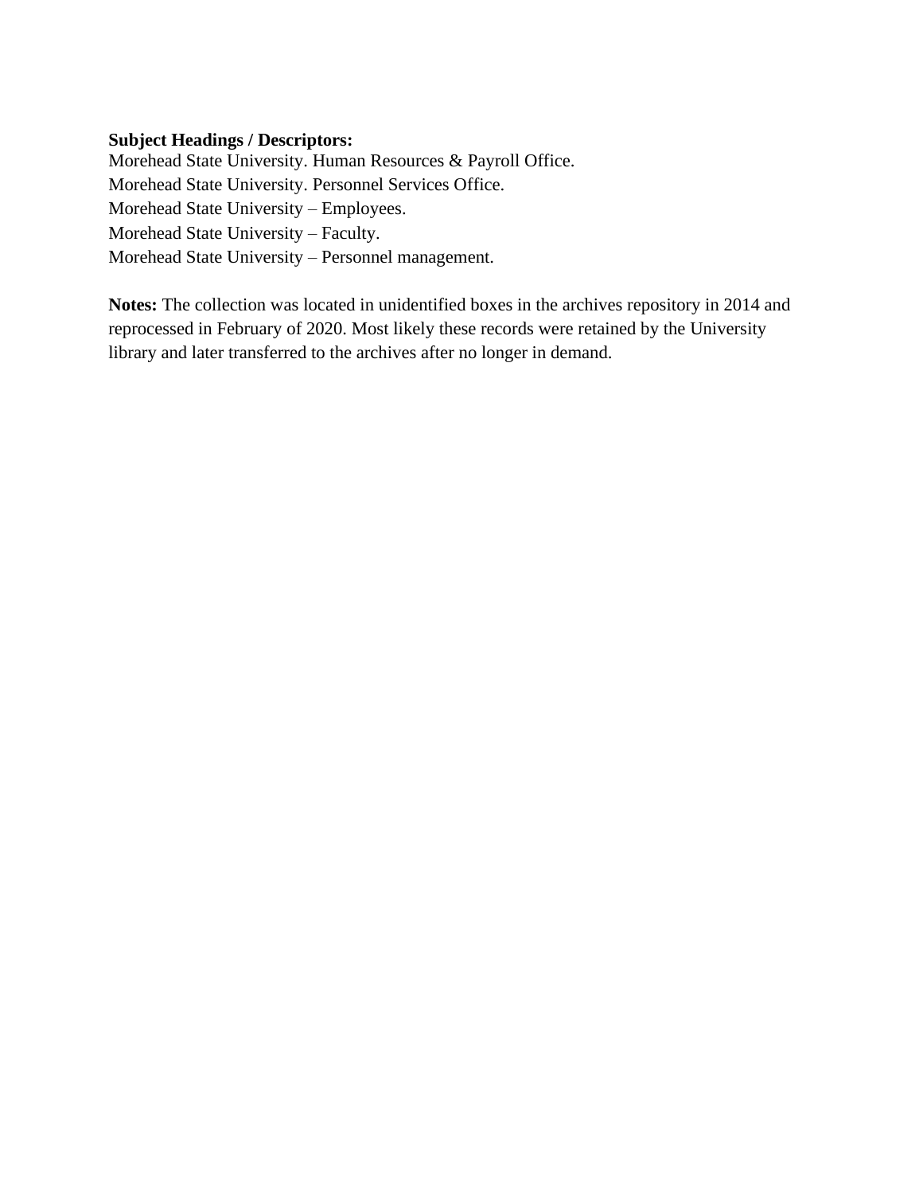**Subject Headings / Descriptors:**

Morehead State University. Human Resources & Payroll Office.
Morehead State University. Personnel Services Office.
Morehead State University – Employees.
Morehead State University – Faculty.
Morehead State University – Personnel management.

**Notes:** The collection was located in unidentified boxes in the archives repository in 2014 and reprocessed in February of 2020. Most likely these records were retained by the University library and later transferred to the archives after no longer in demand.